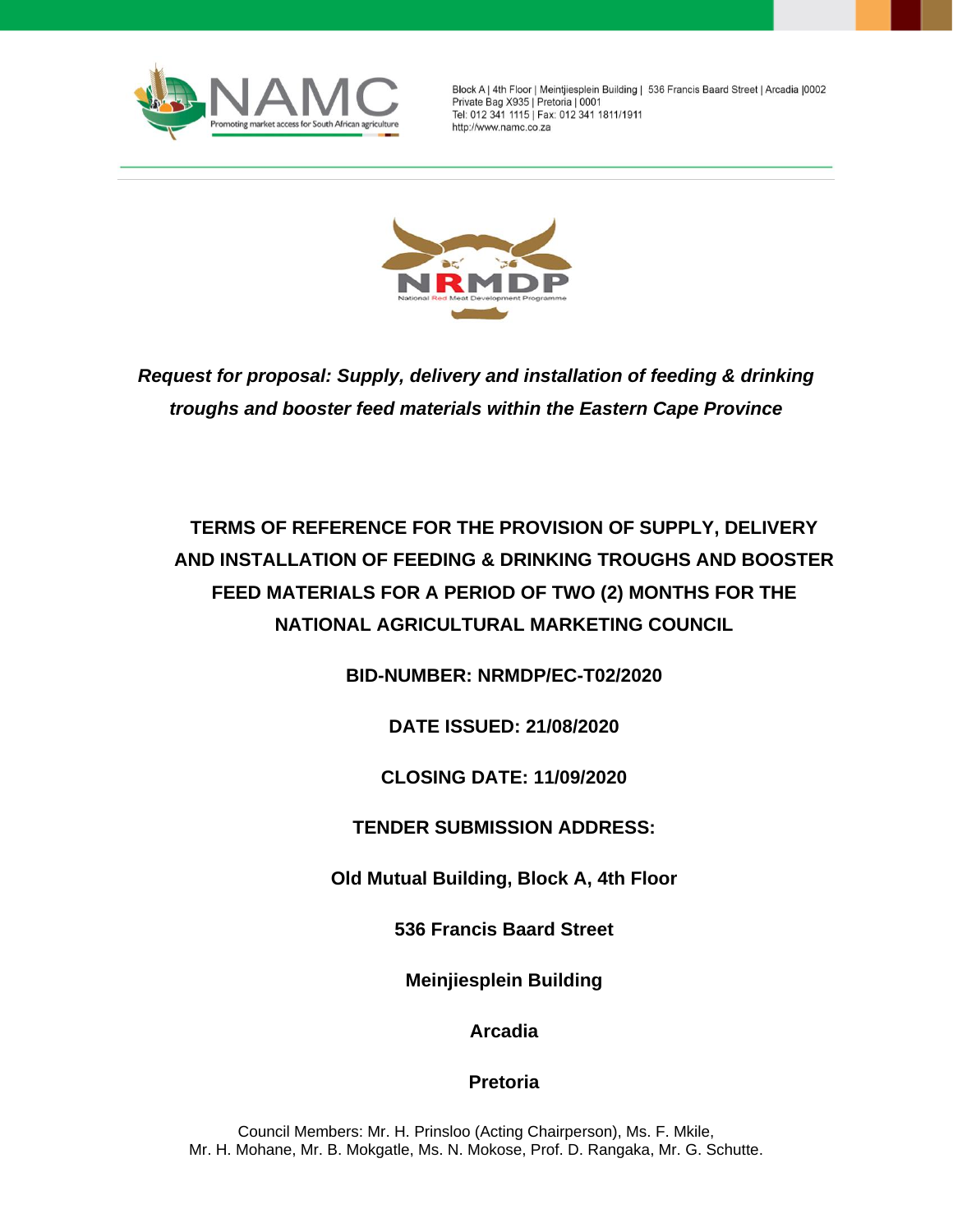NAMC
Promoting market access for South African agriculture

Block A | 4th Floor | Meintjiesplein Building | 536 Francis Baard Street | Arcadia |0002
Private Bag X935 | Pretoria | 0001
Tel: 012 341 1115 | Fax: 012 341 1811/1911
http://www.namc.co.za

NRMDP
National Red Meat Development Programme

***Request for proposal: Supply, delivery and installation of feeding & drinking troughs and booster feed materials within the Eastern Cape Province***

# TERMS OF REFERENCE FOR THE PROVISION OF SUPPLY, DELIVERY AND INSTALLATION OF FEEDING & DRINKING TROUGHS AND BOOSTER FEED MATERIALS FOR A PERIOD OF TWO (2) MONTHS FOR THE NATIONAL AGRICULTURAL MARKETING COUNCIL

**BID-NUMBER: NRMDP/EC-T02/2020**

**DATE ISSUED: 21/08/2020**

**CLOSING DATE: 11/09/2020**

**TENDER SUBMISSION ADDRESS:**

**Old Mutual Building, Block A, 4th Floor**

**536 Francis Baard Street**

**Meinjiesplein Building**

**Arcadia**

**Pretoria**

Council Members: Mr. H. Prinsloo (Acting Chairperson), Ms. F. Mkile, Mr. H. Mohane, Mr. B. Mokgatle, Ms. N. Mokose, Prof. D. Rangaka, Mr. G. Schutte.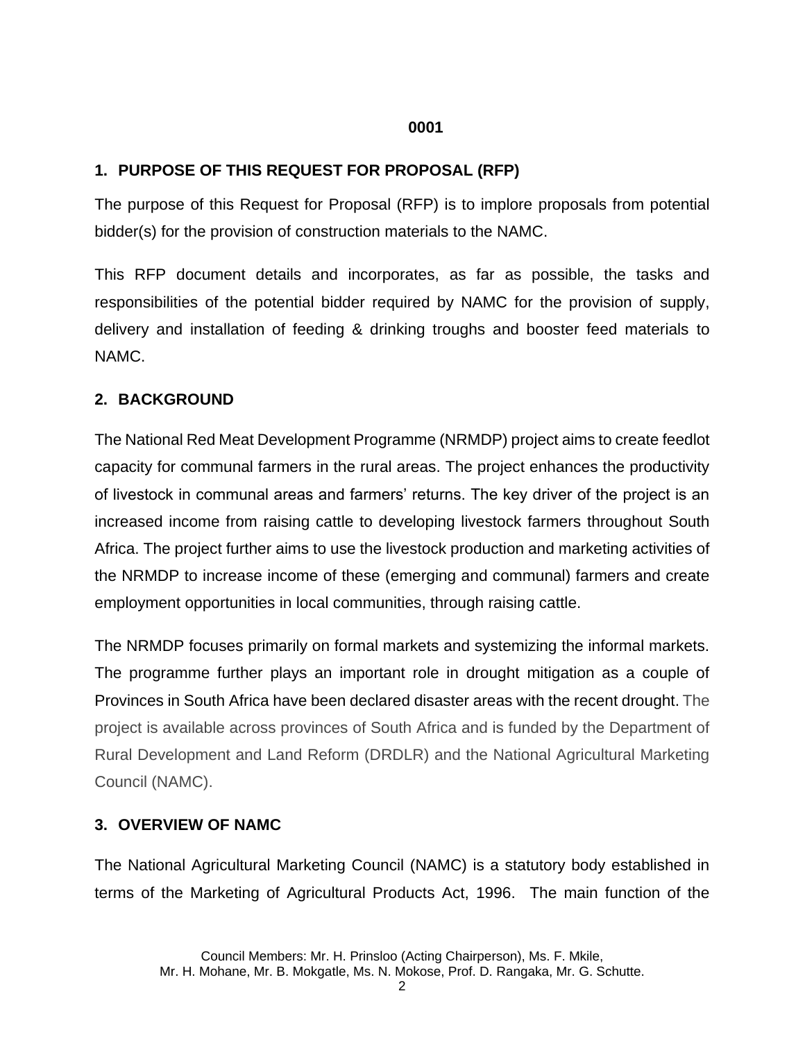**0001**

## 1. PURPOSE OF THIS REQUEST FOR PROPOSAL (RFP)

The purpose of this Request for Proposal (RFP) is to implore proposals from potential bidder(s) for the provision of construction materials to the NAMC.

This RFP document details and incorporates, as far as possible, the tasks and responsibilities of the potential bidder required by NAMC for the provision of supply, delivery and installation of feeding & drinking troughs and booster feed materials to NAMC.

## 2. BACKGROUND

The National Red Meat Development Programme (NRMDP) project aims to create feedlot capacity for communal farmers in the rural areas. The project enhances the productivity of livestock in communal areas and farmers' returns. The key driver of the project is an increased income from raising cattle to developing livestock farmers throughout South Africa. The project further aims to use the livestock production and marketing activities of the NRMDP to increase income of these (emerging and communal) farmers and create employment opportunities in local communities, through raising cattle.

The NRMDP focuses primarily on formal markets and systemizing the informal markets. The programme further plays an important role in drought mitigation as a couple of Provinces in South Africa have been declared disaster areas with the recent drought. The project is available across provinces of South Africa and is funded by the Department of Rural Development and Land Reform (DRDLR) and the National Agricultural Marketing Council (NAMC).

## 3. OVERVIEW OF NAMC

The National Agricultural Marketing Council (NAMC) is a statutory body established in terms of the Marketing of Agricultural Products Act, 1996. The main function of the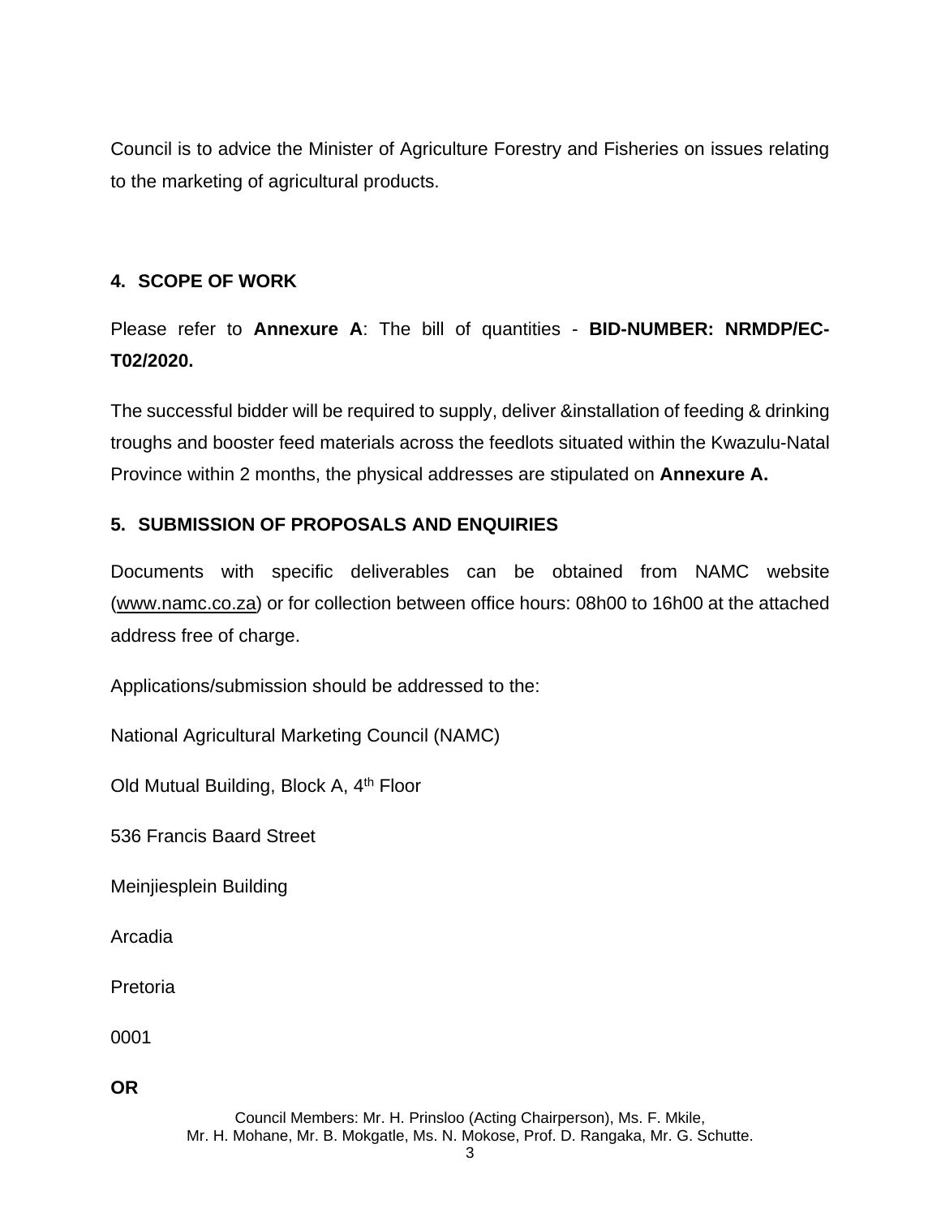Council is to advice the Minister of Agriculture Forestry and Fisheries on issues relating to the marketing of agricultural products.

## 4. SCOPE OF WORK

Please refer to **Annexure A**: The bill of quantities - **BID-NUMBER: NRMDP/EC-T02/2020.**

The successful bidder will be required to supply, deliver &installation of feeding & drinking troughs and booster feed materials across the feedlots situated within the Kwazulu-Natal Province within 2 months, the physical addresses are stipulated on **Annexure A.**

## 5. SUBMISSION OF PROPOSALS AND ENQUIRIES

Documents with specific deliverables can be obtained from NAMC website (www.namc.co.za) or for collection between office hours: 08h00 to 16h00 at the attached address free of charge.

Applications/submission should be addressed to the:

National Agricultural Marketing Council (NAMC)

Old Mutual Building, Block A, 4th Floor

536 Francis Baard Street

Meinjiesplein Building

Arcadia

Pretoria

0001

**OR**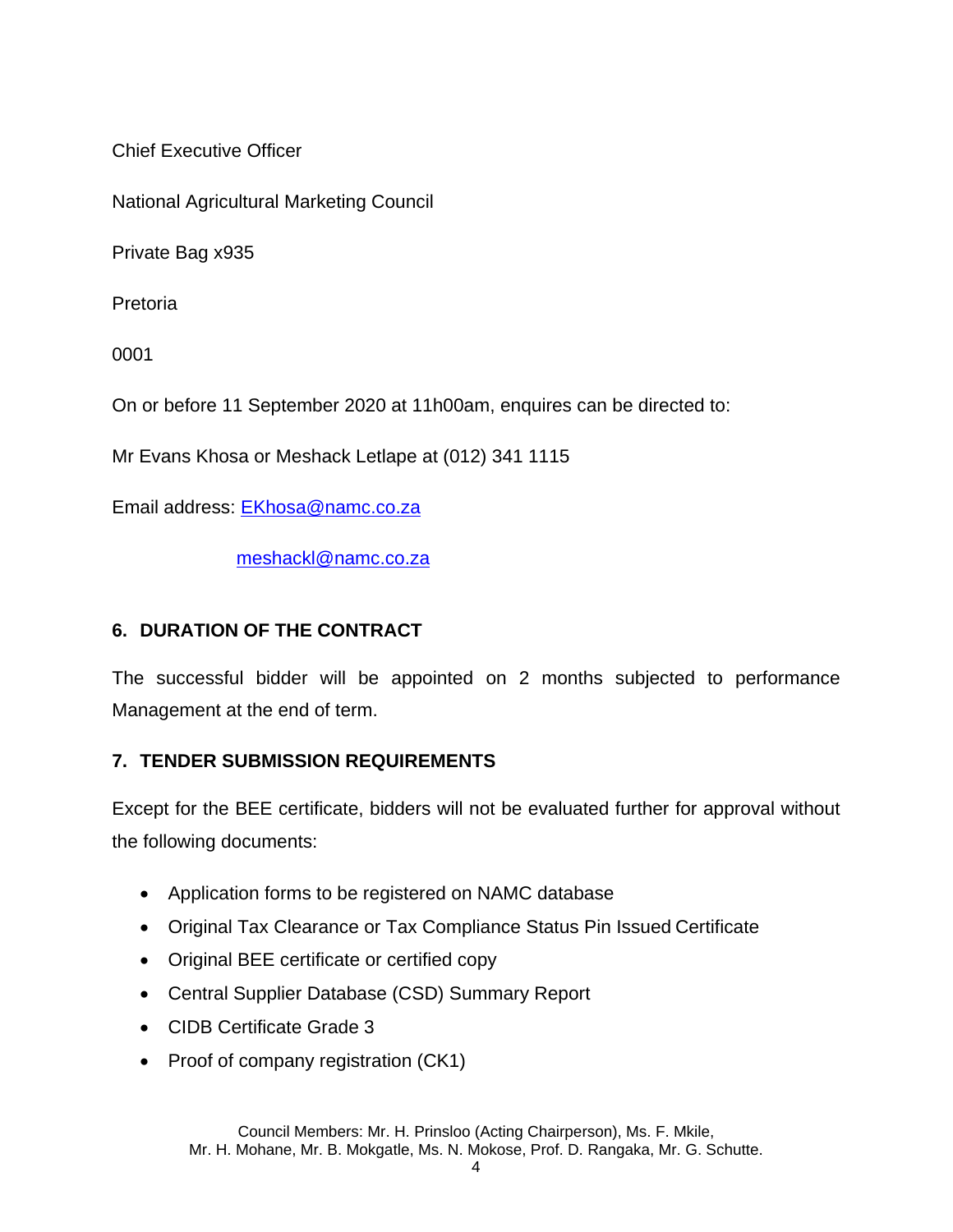Chief Executive Officer

National Agricultural Marketing Council

Private Bag x935

Pretoria

0001

On or before 11 September 2020 at 11h00am, enquires can be directed to:

Mr Evans Khosa or Meshack Letlape at (012) 341 1115

Email address: EKhosa@namc.co.za

meshackl@namc.co.za

## 6. DURATION OF THE CONTRACT

The successful bidder will be appointed on 2 months subjected to performance Management at the end of term.

## 7. TENDER SUBMISSION REQUIREMENTS

Except for the BEE certificate, bidders will not be evaluated further for approval without the following documents:

- Application forms to be registered on NAMC database
- Original Tax Clearance or Tax Compliance Status Pin Issued Certificate
- Original BEE certificate or certified copy
- Central Supplier Database (CSD) Summary Report
- CIDB Certificate Grade 3
- Proof of company registration (CK1)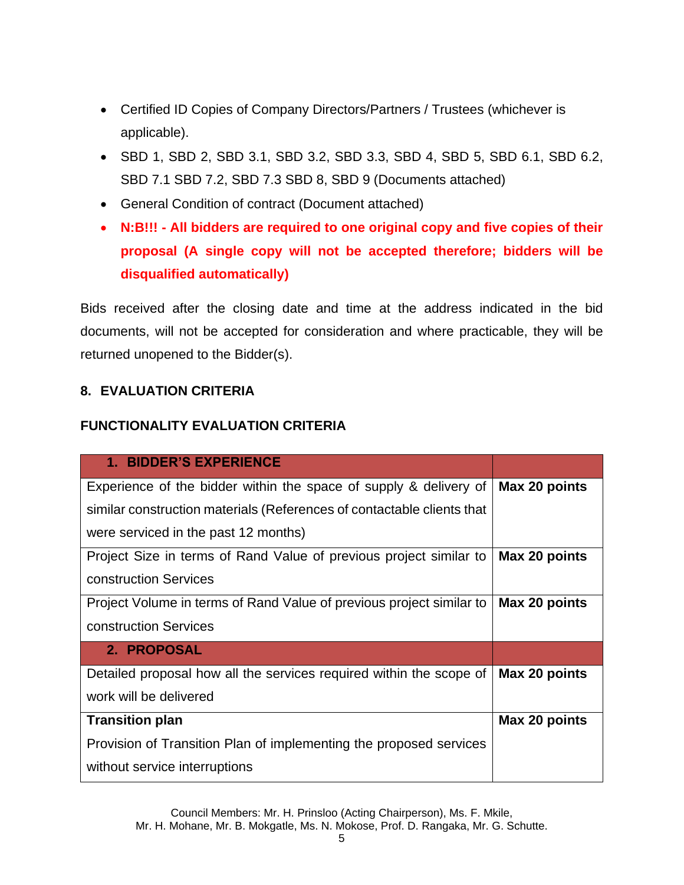- Certified ID Copies of Company Directors/Partners / Trustees (whichever is applicable).
- SBD 1, SBD 2, SBD 3.1, SBD 3.2, SBD 3.3, SBD 4, SBD 5, SBD 6.1, SBD 6.2, SBD 7.1 SBD 7.2, SBD 7.3 SBD 8, SBD 9 (Documents attached)
- General Condition of contract (Document attached)
- **N:B!!! - All bidders are required to one original copy and five copies of their proposal (A single copy will not be accepted therefore; bidders will be disqualified automatically)**

Bids received after the closing date and time at the address indicated in the bid documents, will not be accepted for consideration and where practicable, they will be returned unopened to the Bidder(s).

## 8. EVALUATION CRITERIA

### FUNCTIONALITY EVALUATION CRITERIA

| 1. BIDDER'S EXPERIENCE | |
|---|---|
| Experience of the bidder within the space of supply & delivery of similar construction materials (References of contactable clients that were serviced in the past 12 months) | **Max 20 points** |
| Project Size in terms of Rand Value of previous project similar to construction Services | **Max 20 points** |
| Project Volume in terms of Rand Value of previous project similar to construction Services | **Max 20 points** |
| **2. PROPOSAL** | |
| Detailed proposal how all the services required within the scope of work will be delivered | **Max 20 points** |
| **Transition plan**<br>Provision of Transition Plan of implementing the proposed services without service interruptions | **Max 20 points** |

Council Members: Mr. H. Prinsloo (Acting Chairperson), Ms. F. Mkile, Mr. H. Mohane, Mr. B. Mokgatle, Ms. N. Mokose, Prof. D. Rangaka, Mr. G. Schutte.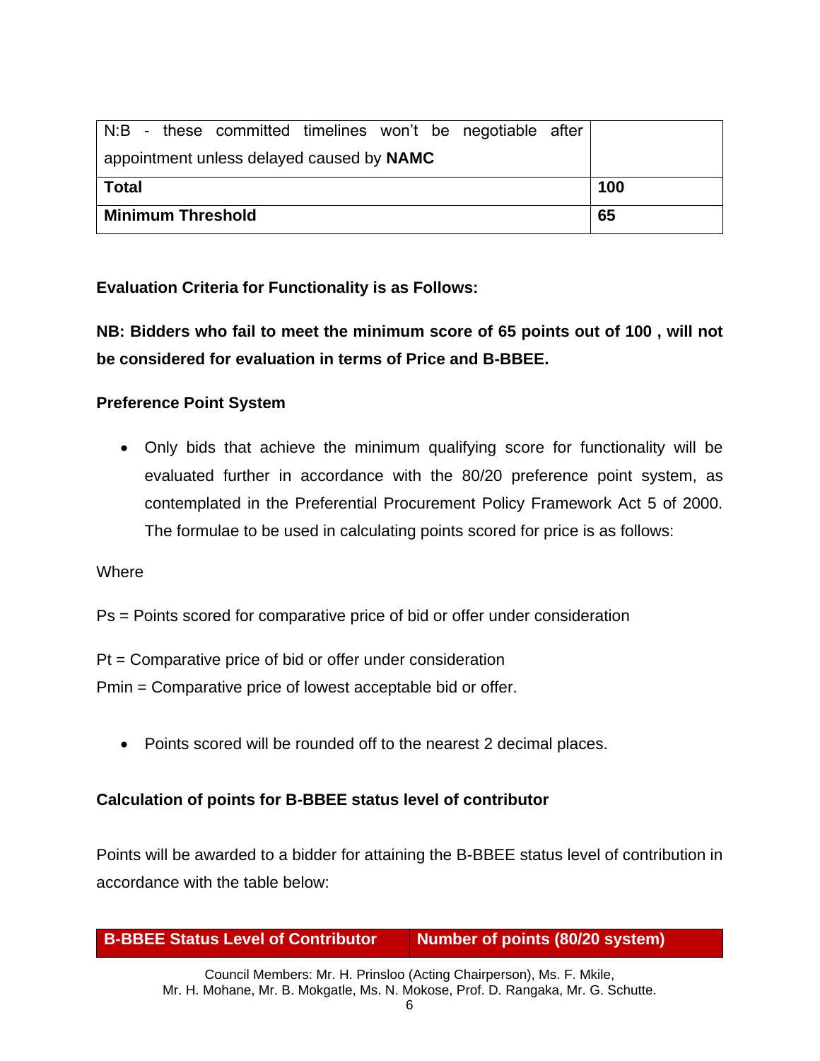| N:B - these committed timelines won't be negotiable after appointment unless delayed caused by **NAMC** | |
| --- | --- |
| **Total** | **100** |
| **Minimum Threshold** | **65** |

**Evaluation Criteria for Functionality is as Follows:**

**NB: Bidders who fail to meet the minimum score of 65 points out of 100 , will not be considered for evaluation in terms of Price and B-BBEE.**

**Preference Point System**

- Only bids that achieve the minimum qualifying score for functionality will be evaluated further in accordance with the 80/20 preference point system, as contemplated in the Preferential Procurement Policy Framework Act 5 of 2000. The formulae to be used in calculating points scored for price is as follows:

Where

Ps = Points scored for comparative price of bid or offer under consideration

Pt = Comparative price of bid or offer under consideration

Pmin = Comparative price of lowest acceptable bid or offer.

- Points scored will be rounded off to the nearest 2 decimal places.

**Calculation of points for B-BBEE status level of contributor**

Points will be awarded to a bidder for attaining the B-BBEE status level of contribution in accordance with the table below:

| B-BBEE Status Level of Contributor | Number of points (80/20 system) |
| --- | --- |

Council Members: Mr. H. Prinsloo (Acting Chairperson), Ms. F. Mkile, Mr. H. Mohane, Mr. B. Mokgatle, Ms. N. Mokose, Prof. D. Rangaka, Mr. G. Schutte.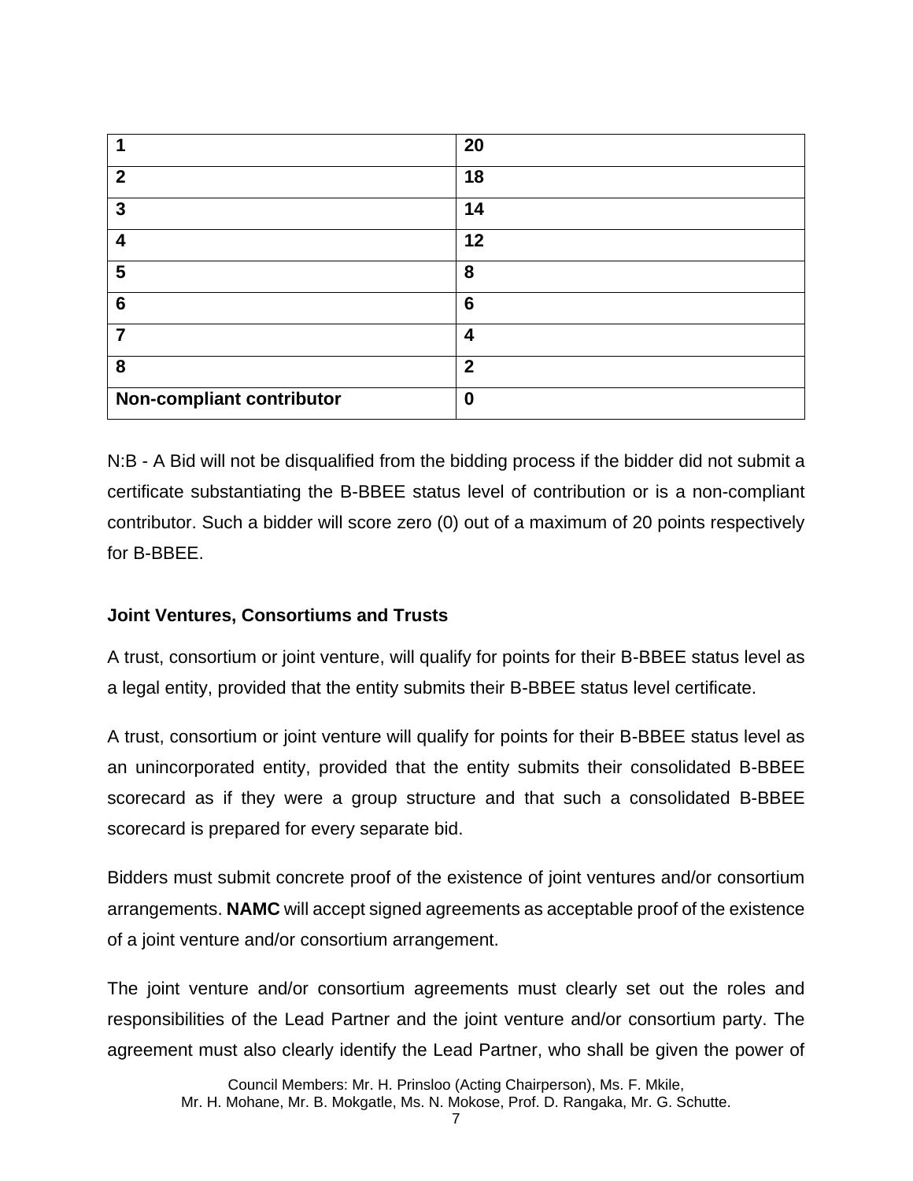| 1 | 20 |
|---|---|
| 2 | 18 |
| 3 | 14 |
| 4 | 12 |
| 5 | 8 |
| 6 | 6 |
| 7 | 4 |
| 8 | 2 |
| Non-compliant contributor | 0 |

N:B - A Bid will not be disqualified from the bidding process if the bidder did not submit a certificate substantiating the B-BBEE status level of contribution or is a non-compliant contributor. Such a bidder will score zero (0) out of a maximum of 20 points respectively for B-BBEE.

**Joint Ventures, Consortiums and Trusts**

A trust, consortium or joint venture, will qualify for points for their B-BBEE status level as a legal entity, provided that the entity submits their B-BBEE status level certificate.

A trust, consortium or joint venture will qualify for points for their B-BBEE status level as an unincorporated entity, provided that the entity submits their consolidated B-BBEE scorecard as if they were a group structure and that such a consolidated B-BBEE scorecard is prepared for every separate bid.

Bidders must submit concrete proof of the existence of joint ventures and/or consortium arrangements. **NAMC** will accept signed agreements as acceptable proof of the existence of a joint venture and/or consortium arrangement.

The joint venture and/or consortium agreements must clearly set out the roles and responsibilities of the Lead Partner and the joint venture and/or consortium party. The agreement must also clearly identify the Lead Partner, who shall be given the power of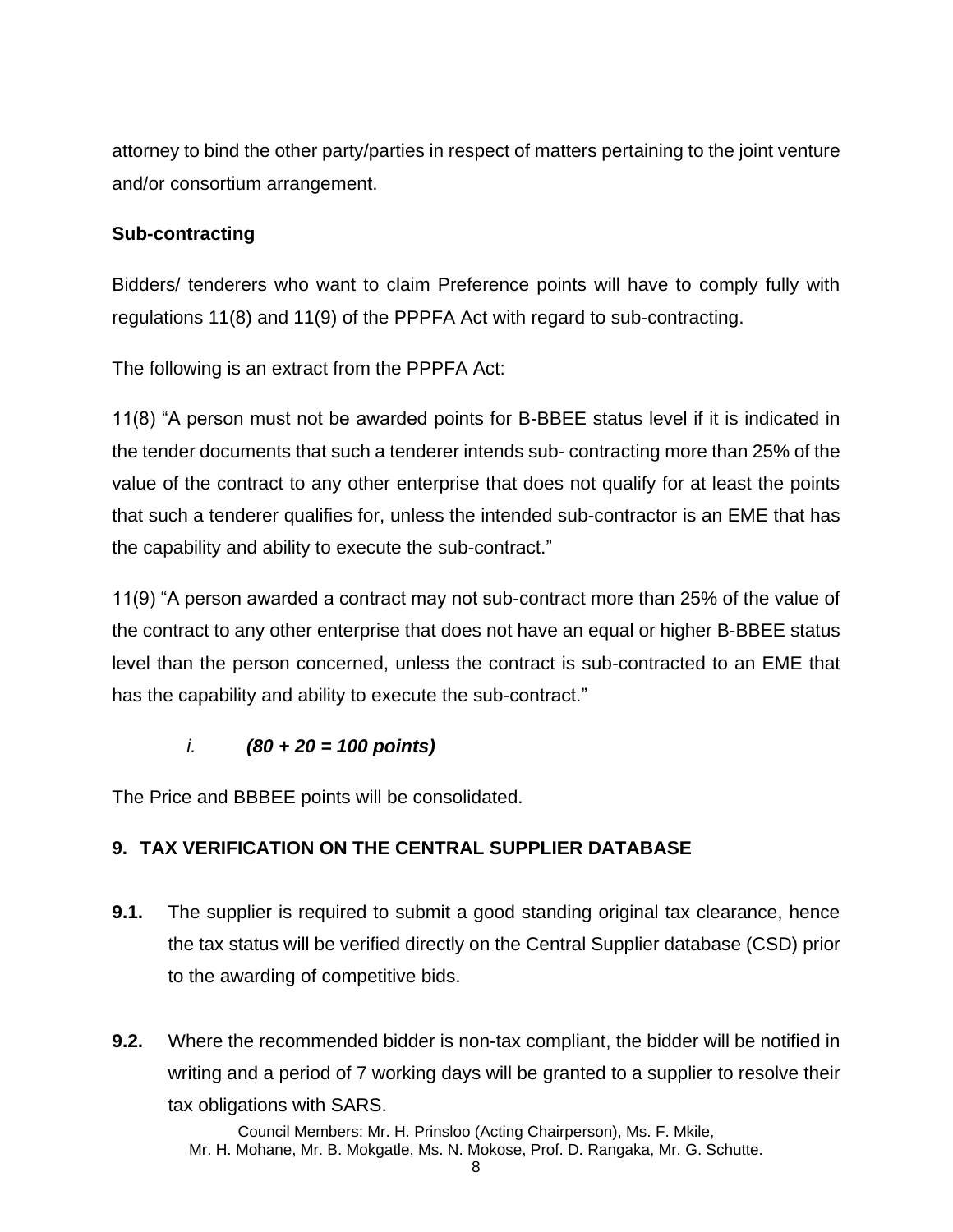attorney to bind the other party/parties in respect of matters pertaining to the joint venture and/or consortium arrangement.

**Sub-contracting**

Bidders/ tenderers who want to claim Preference points will have to comply fully with regulations 11(8) and 11(9) of the PPPFA Act with regard to sub-contracting.

The following is an extract from the PPPFA Act:

11(8) "A person must not be awarded points for B-BBEE status level if it is indicated in the tender documents that such a tenderer intends sub- contracting more than 25% of the value of the contract to any other enterprise that does not qualify for at least the points that such a tenderer qualifies for, unless the intended sub-contractor is an EME that has the capability and ability to execute the sub-contract."

11(9) "A person awarded a contract may not sub-contract more than 25% of the value of the contract to any other enterprise that does not have an equal or higher B-BBEE status level than the person concerned, unless the contract is sub-contracted to an EME that has the capability and ability to execute the sub-contract."

*i.* ***(80 + 20 = 100 points)***

The Price and BBBEE points will be consolidated.

## 9. TAX VERIFICATION ON THE CENTRAL SUPPLIER DATABASE

**9.1.** The supplier is required to submit a good standing original tax clearance, hence the tax status will be verified directly on the Central Supplier database (CSD) prior to the awarding of competitive bids.

**9.2.** Where the recommended bidder is non-tax compliant, the bidder will be notified in writing and a period of 7 working days will be granted to a supplier to resolve their tax obligations with SARS.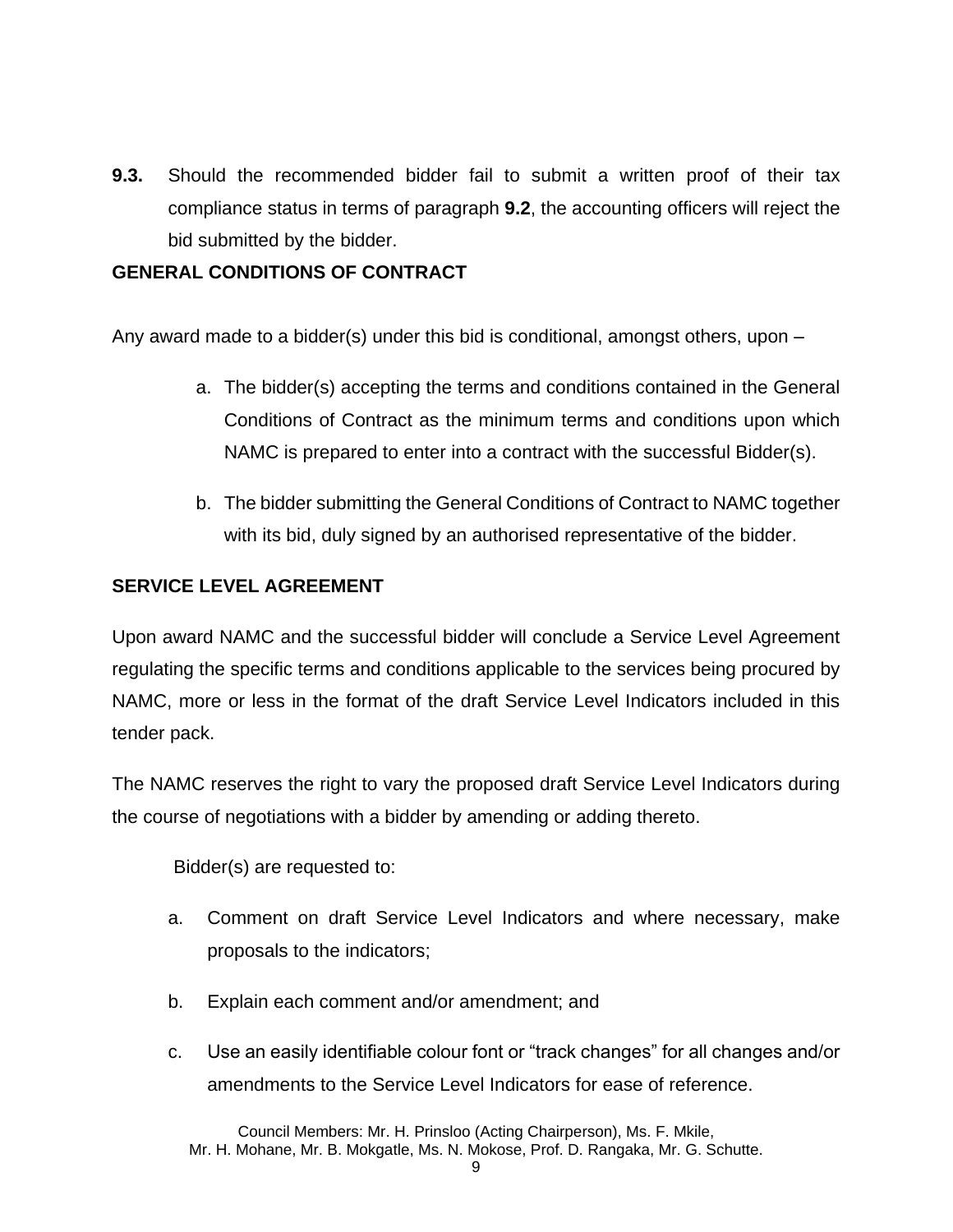**9.3.** Should the recommended bidder fail to submit a written proof of their tax compliance status in terms of paragraph **9.2**, the accounting officers will reject the bid submitted by the bidder.

**GENERAL CONDITIONS OF CONTRACT**

Any award made to a bidder(s) under this bid is conditional, amongst others, upon –

a. The bidder(s) accepting the terms and conditions contained in the General Conditions of Contract as the minimum terms and conditions upon which NAMC is prepared to enter into a contract with the successful Bidder(s).

b. The bidder submitting the General Conditions of Contract to NAMC together with its bid, duly signed by an authorised representative of the bidder.

**SERVICE LEVEL AGREEMENT**

Upon award NAMC and the successful bidder will conclude a Service Level Agreement regulating the specific terms and conditions applicable to the services being procured by NAMC, more or less in the format of the draft Service Level Indicators included in this tender pack.

The NAMC reserves the right to vary the proposed draft Service Level Indicators during the course of negotiations with a bidder by amending or adding thereto.

Bidder(s) are requested to:

a. Comment on draft Service Level Indicators and where necessary, make proposals to the indicators;

b. Explain each comment and/or amendment; and

c. Use an easily identifiable colour font or "track changes" for all changes and/or amendments to the Service Level Indicators for ease of reference.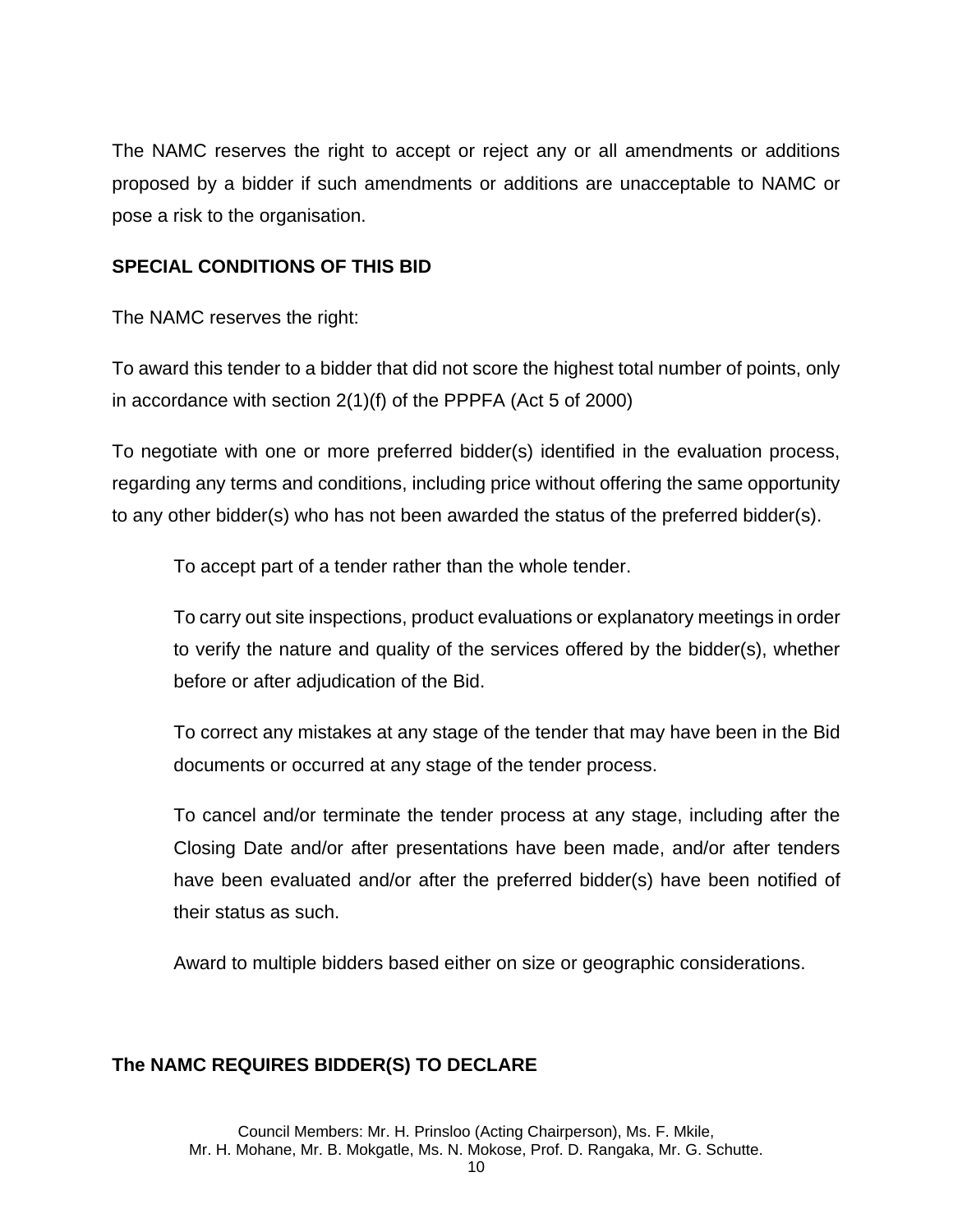The NAMC reserves the right to accept or reject any or all amendments or additions proposed by a bidder if such amendments or additions are unacceptable to NAMC or pose a risk to the organisation.

**SPECIAL CONDITIONS OF THIS BID**

The NAMC reserves the right:

To award this tender to a bidder that did not score the highest total number of points, only in accordance with section 2(1)(f) of the PPPFA (Act 5 of 2000)

To negotiate with one or more preferred bidder(s) identified in the evaluation process, regarding any terms and conditions, including price without offering the same opportunity to any other bidder(s) who has not been awarded the status of the preferred bidder(s).

> To accept part of a tender rather than the whole tender.
>
> To carry out site inspections, product evaluations or explanatory meetings in order to verify the nature and quality of the services offered by the bidder(s), whether before or after adjudication of the Bid.
>
> To correct any mistakes at any stage of the tender that may have been in the Bid documents or occurred at any stage of the tender process.
>
> To cancel and/or terminate the tender process at any stage, including after the Closing Date and/or after presentations have been made, and/or after tenders have been evaluated and/or after the preferred bidder(s) have been notified of their status as such.
>
> Award to multiple bidders based either on size or geographic considerations.

**The NAMC REQUIRES BIDDER(S) TO DECLARE**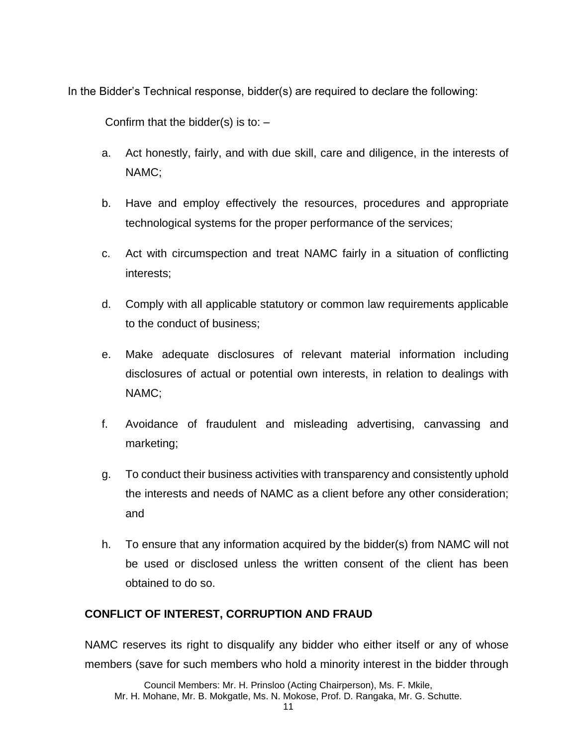In the Bidder's Technical response, bidder(s) are required to declare the following:

Confirm that the bidder(s) is to: –

a. Act honestly, fairly, and with due skill, care and diligence, in the interests of NAMC;

b. Have and employ effectively the resources, procedures and appropriate technological systems for the proper performance of the services;

c. Act with circumspection and treat NAMC fairly in a situation of conflicting interests;

d. Comply with all applicable statutory or common law requirements applicable to the conduct of business;

e. Make adequate disclosures of relevant material information including disclosures of actual or potential own interests, in relation to dealings with NAMC;

f. Avoidance of fraudulent and misleading advertising, canvassing and marketing;

g. To conduct their business activities with transparency and consistently uphold the interests and needs of NAMC as a client before any other consideration; and

h. To ensure that any information acquired by the bidder(s) from NAMC will not be used or disclosed unless the written consent of the client has been obtained to do so.

**CONFLICT OF INTEREST, CORRUPTION AND FRAUD**

NAMC reserves its right to disqualify any bidder who either itself or any of whose members (save for such members who hold a minority interest in the bidder through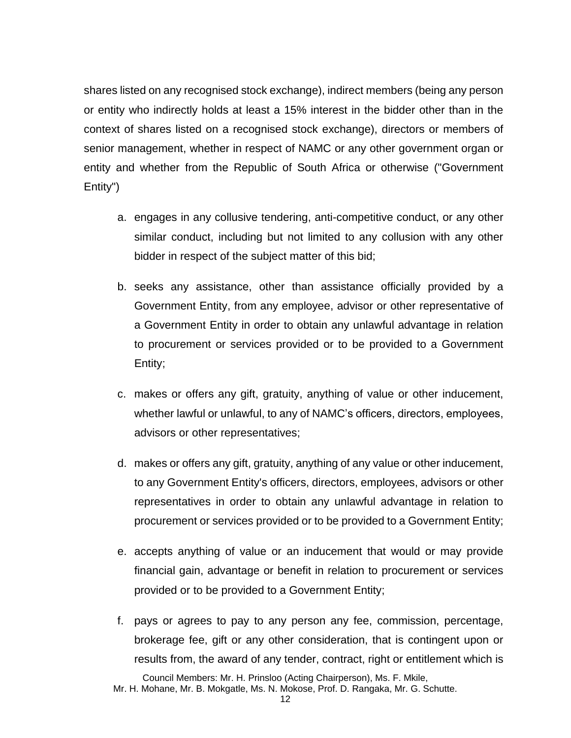shares listed on any recognised stock exchange), indirect members (being any person or entity who indirectly holds at least a 15% interest in the bidder other than in the context of shares listed on a recognised stock exchange), directors or members of senior management, whether in respect of NAMC or any other government organ or entity and whether from the Republic of South Africa or otherwise ("Government Entity")

a. engages in any collusive tendering, anti-competitive conduct, or any other similar conduct, including but not limited to any collusion with any other bidder in respect of the subject matter of this bid;

b. seeks any assistance, other than assistance officially provided by a Government Entity, from any employee, advisor or other representative of a Government Entity in order to obtain any unlawful advantage in relation to procurement or services provided or to be provided to a Government Entity;

c. makes or offers any gift, gratuity, anything of value or other inducement, whether lawful or unlawful, to any of NAMC's officers, directors, employees, advisors or other representatives;

d. makes or offers any gift, gratuity, anything of any value or other inducement, to any Government Entity's officers, directors, employees, advisors or other representatives in order to obtain any unlawful advantage in relation to procurement or services provided or to be provided to a Government Entity;

e. accepts anything of value or an inducement that would or may provide financial gain, advantage or benefit in relation to procurement or services provided or to be provided to a Government Entity;

f. pays or agrees to pay to any person any fee, commission, percentage, brokerage fee, gift or any other consideration, that is contingent upon or results from, the award of any tender, contract, right or entitlement which is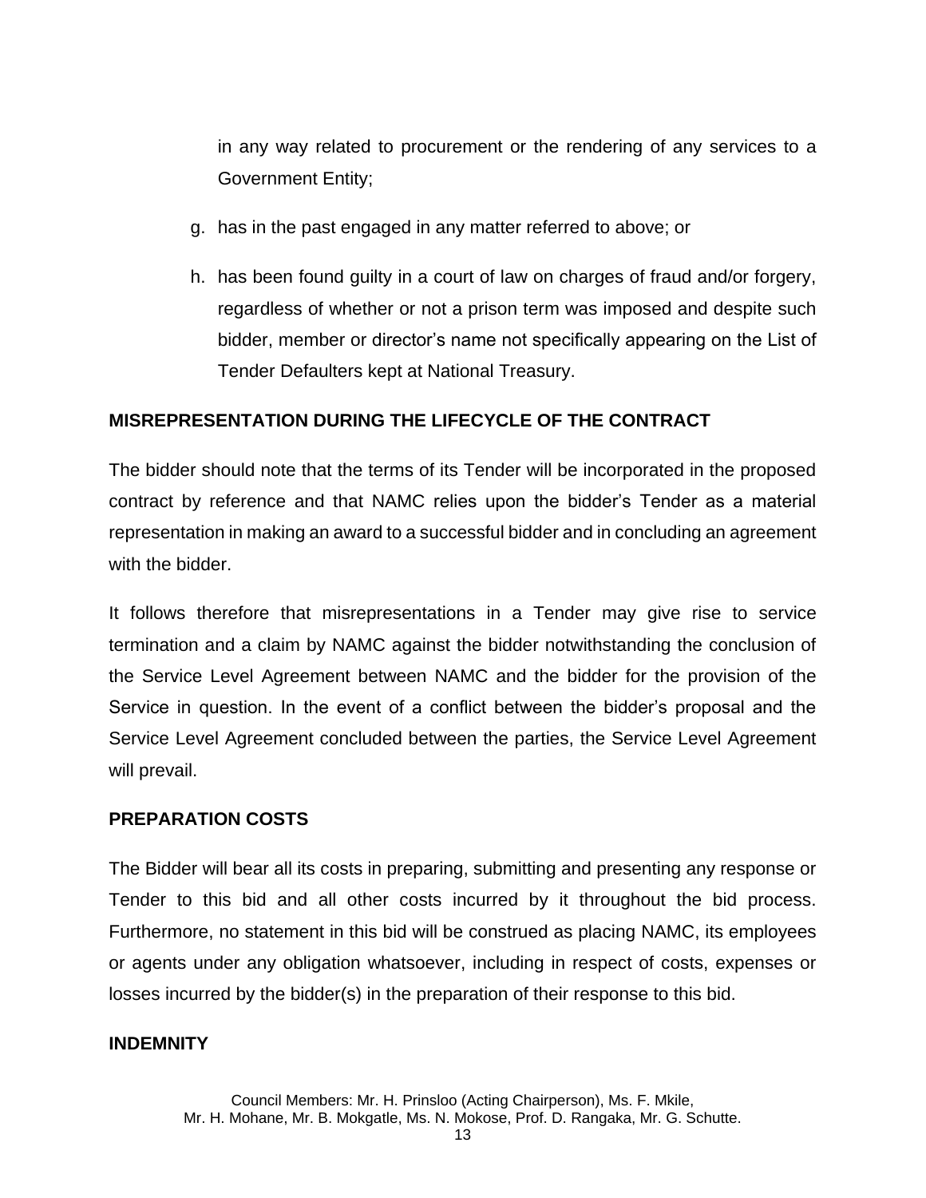in any way related to procurement or the rendering of any services to a Government Entity;

g. has in the past engaged in any matter referred to above; or

h. has been found guilty in a court of law on charges of fraud and/or forgery, regardless of whether or not a prison term was imposed and despite such bidder, member or director's name not specifically appearing on the List of Tender Defaulters kept at National Treasury.

**MISREPRESENTATION DURING THE LIFECYCLE OF THE CONTRACT**

The bidder should note that the terms of its Tender will be incorporated in the proposed contract by reference and that NAMC relies upon the bidder's Tender as a material representation in making an award to a successful bidder and in concluding an agreement with the bidder.

It follows therefore that misrepresentations in a Tender may give rise to service termination and a claim by NAMC against the bidder notwithstanding the conclusion of the Service Level Agreement between NAMC and the bidder for the provision of the Service in question. In the event of a conflict between the bidder's proposal and the Service Level Agreement concluded between the parties, the Service Level Agreement will prevail.

**PREPARATION COSTS**

The Bidder will bear all its costs in preparing, submitting and presenting any response or Tender to this bid and all other costs incurred by it throughout the bid process. Furthermore, no statement in this bid will be construed as placing NAMC, its employees or agents under any obligation whatsoever, including in respect of costs, expenses or losses incurred by the bidder(s) in the preparation of their response to this bid.

**INDEMNITY**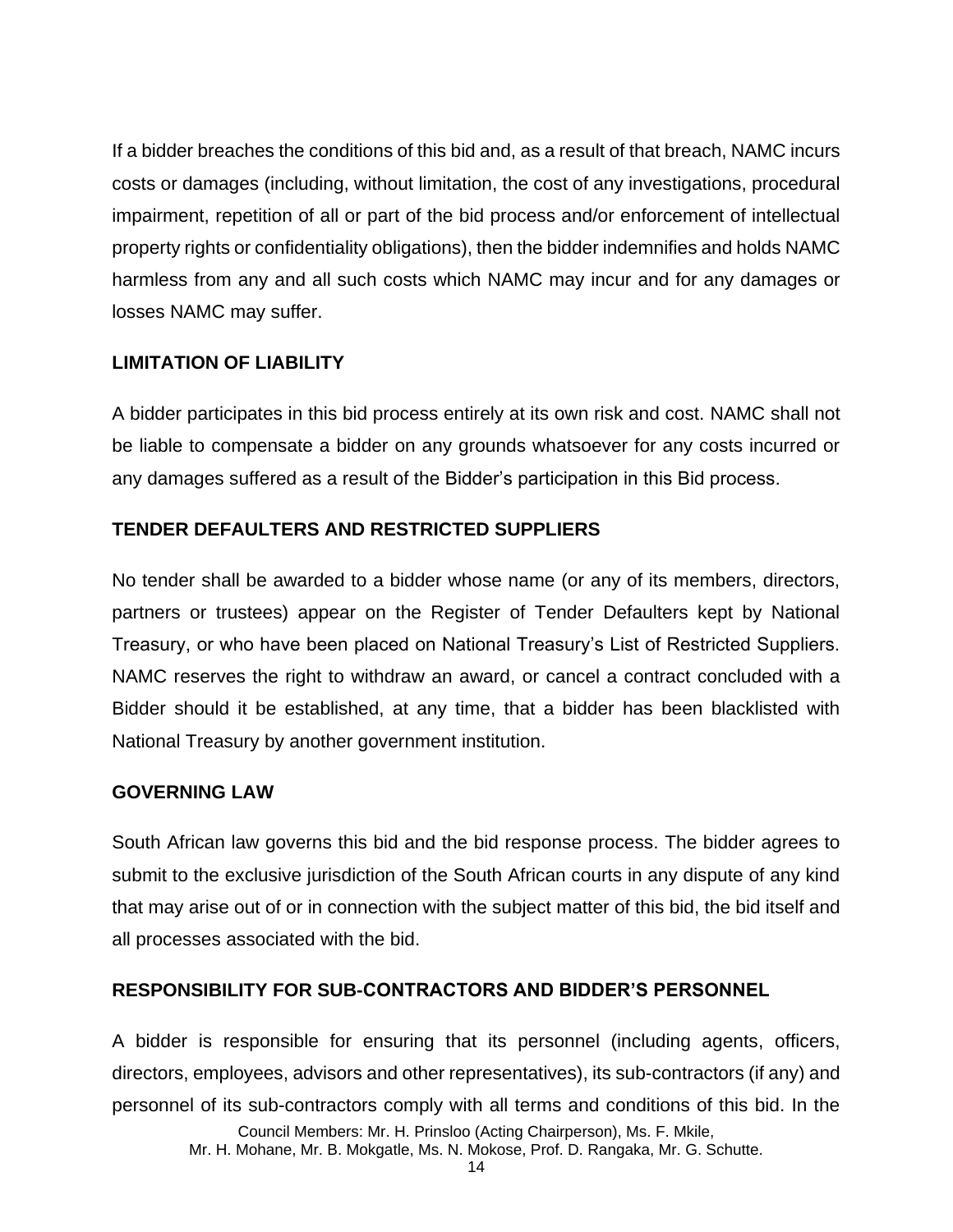If a bidder breaches the conditions of this bid and, as a result of that breach, NAMC incurs costs or damages (including, without limitation, the cost of any investigations, procedural impairment, repetition of all or part of the bid process and/or enforcement of intellectual property rights or confidentiality obligations), then the bidder indemnifies and holds NAMC harmless from any and all such costs which NAMC may incur and for any damages or losses NAMC may suffer.

**LIMITATION OF LIABILITY**

A bidder participates in this bid process entirely at its own risk and cost. NAMC shall not be liable to compensate a bidder on any grounds whatsoever for any costs incurred or any damages suffered as a result of the Bidder's participation in this Bid process.

**TENDER DEFAULTERS AND RESTRICTED SUPPLIERS**

No tender shall be awarded to a bidder whose name (or any of its members, directors, partners or trustees) appear on the Register of Tender Defaulters kept by National Treasury, or who have been placed on National Treasury's List of Restricted Suppliers. NAMC reserves the right to withdraw an award, or cancel a contract concluded with a Bidder should it be established, at any time, that a bidder has been blacklisted with National Treasury by another government institution.

**GOVERNING LAW**

South African law governs this bid and the bid response process. The bidder agrees to submit to the exclusive jurisdiction of the South African courts in any dispute of any kind that may arise out of or in connection with the subject matter of this bid, the bid itself and all processes associated with the bid.

**RESPONSIBILITY FOR SUB-CONTRACTORS AND BIDDER'S PERSONNEL**

A bidder is responsible for ensuring that its personnel (including agents, officers, directors, employees, advisors and other representatives), its sub-contractors (if any) and personnel of its sub-contractors comply with all terms and conditions of this bid. In the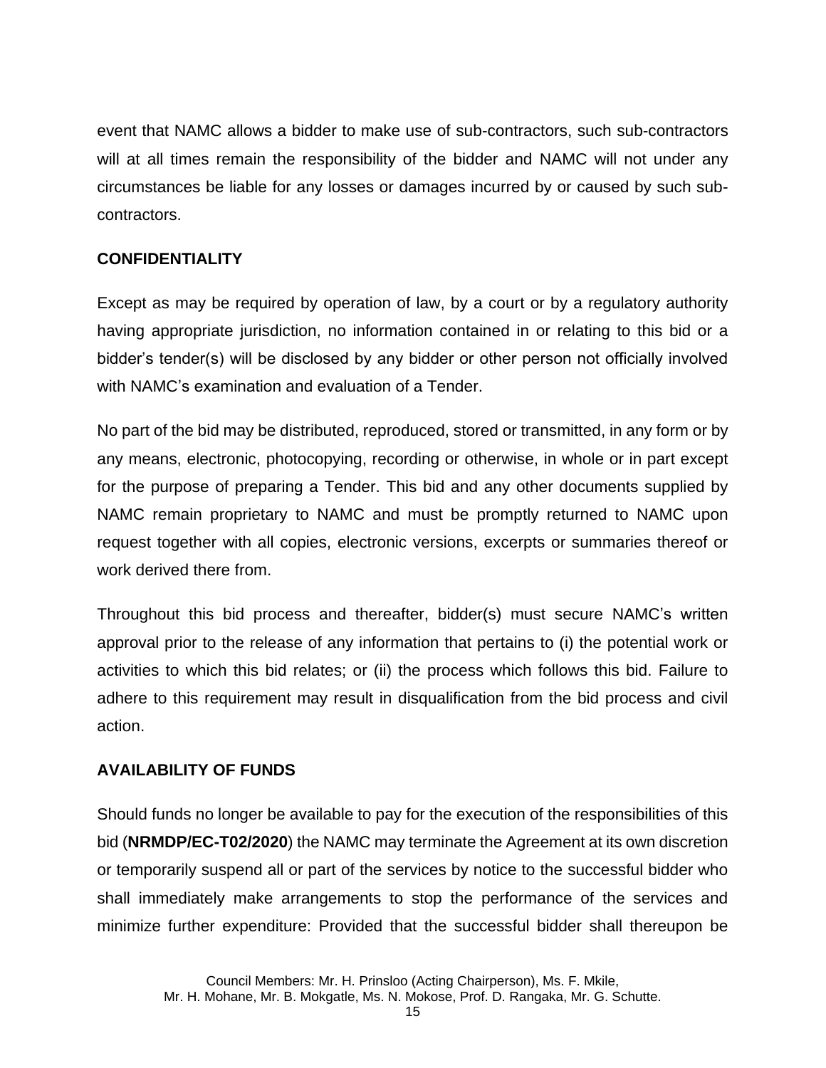event that NAMC allows a bidder to make use of sub-contractors, such sub-contractors will at all times remain the responsibility of the bidder and NAMC will not under any circumstances be liable for any losses or damages incurred by or caused by such sub-contractors.

## CONFIDENTIALITY

Except as may be required by operation of law, by a court or by a regulatory authority having appropriate jurisdiction, no information contained in or relating to this bid or a bidder's tender(s) will be disclosed by any bidder or other person not officially involved with NAMC's examination and evaluation of a Tender.

No part of the bid may be distributed, reproduced, stored or transmitted, in any form or by any means, electronic, photocopying, recording or otherwise, in whole or in part except for the purpose of preparing a Tender. This bid and any other documents supplied by NAMC remain proprietary to NAMC and must be promptly returned to NAMC upon request together with all copies, electronic versions, excerpts or summaries thereof or work derived there from.

Throughout this bid process and thereafter, bidder(s) must secure NAMC's written approval prior to the release of any information that pertains to (i) the potential work or activities to which this bid relates; or (ii) the process which follows this bid. Failure to adhere to this requirement may result in disqualification from the bid process and civil action.

## AVAILABILITY OF FUNDS

Should funds no longer be available to pay for the execution of the responsibilities of this bid (**NRMDP/EC-T02/2020**) the NAMC may terminate the Agreement at its own discretion or temporarily suspend all or part of the services by notice to the successful bidder who shall immediately make arrangements to stop the performance of the services and minimize further expenditure: Provided that the successful bidder shall thereupon be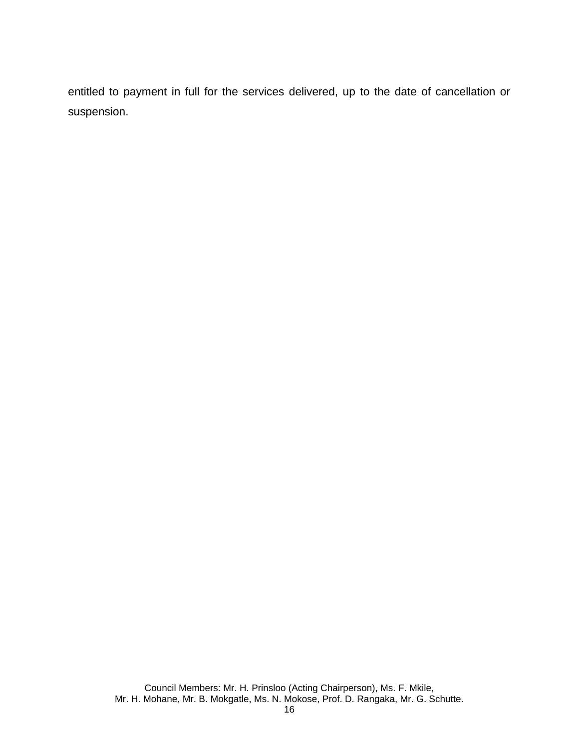entitled to payment in full for the services delivered, up to the date of cancellation or suspension.